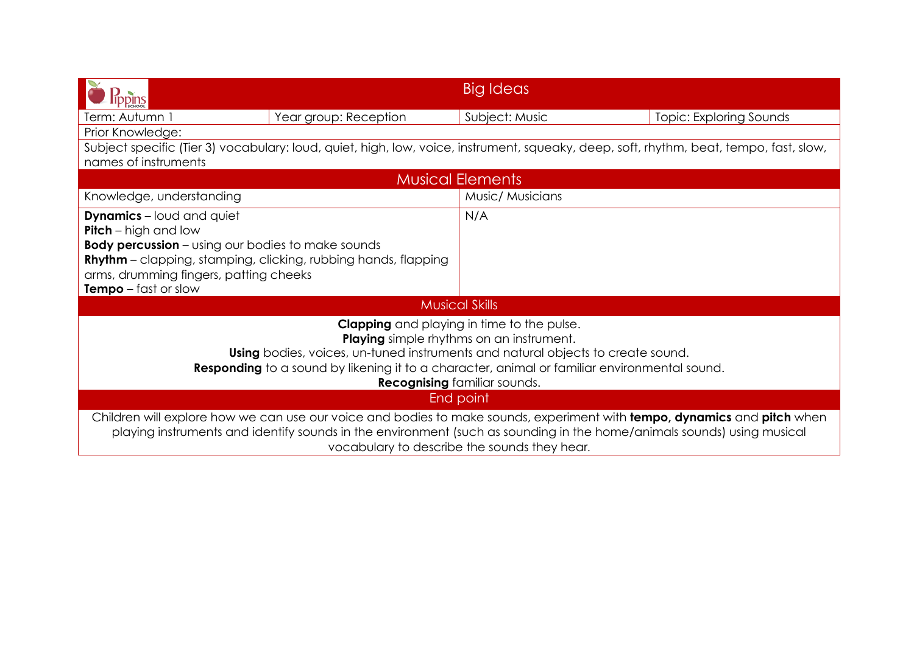## Big Ideas

| Term: Autumn 1 | Year group: Reception | Subject: Music | Topic: Exploring Sounds |
|---|---|---|---|

Prior Knowledge:

Subject specific (Tier 3) vocabulary: loud, quiet, high, low, voice, instrument, squeaky, deep, soft, rhythm, beat, tempo, fast, slow, names of instruments

## Musical Elements

| Knowledge, understanding | Music/ Musicians |
|---|---|
| **Dynamics** – loud and quiet<br>**Pitch** – high and low<br>**Body percussion** – using our bodies to make sounds<br>**Rhythm** – clapping, stamping, clicking, rubbing hands, flapping arms, drumming fingers, patting cheeks<br>**Tempo** – fast or slow | N/A |

## Musical Skills

**Clapping** and playing in time to the pulse.
**Playing** simple rhythms on an instrument.
**Using** bodies, voices, un-tuned instruments and natural objects to create sound.
**Responding** to a sound by likening it to a character, animal or familiar environmental sound.
**Recognising** familiar sounds.

## End point

Children will explore how we can use our voice and bodies to make sounds, experiment with **tempo, dynamics** and **pitch** when playing instruments and identify sounds in the environment (such as sounding in the home/animals sounds) using musical vocabulary to describe the sounds they hear.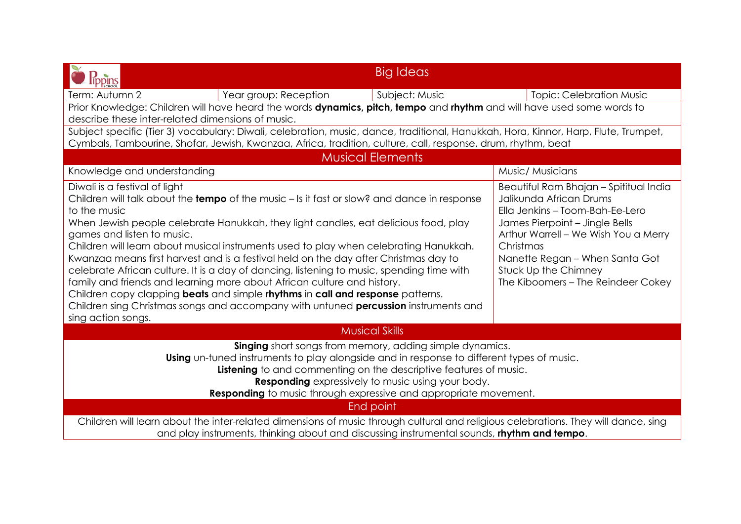# Big Ideas

| Term: Autumn 2 | Year group: Reception | Subject: Music | Topic: Celebration Music |
|---|---|---|---|

Prior Knowledge: Children will have heard the words **dynamics, pitch, tempo** and **rhythm** and will have used some words to describe these inter-related dimensions of music.

Subject specific (Tier 3) vocabulary: Diwali, celebration, music, dance, traditional, Hanukkah, Hora, Kinnor, Harp, Flute, Trumpet, Cymbals, Tambourine, Shofar, Jewish, Kwanzaa, Africa, tradition, culture, call, response, drum, rhythm, beat

## Musical Elements

| Knowledge and understanding | Music/ Musicians |
|---|---|
| Diwali is a festival of light<br>Children will talk about the **tempo** of the music – Is it fast or slow? and dance in response to the music<br>When Jewish people celebrate Hanukkah, they light candles, eat delicious food, play games and listen to music.<br>Children will learn about musical instruments used to play when celebrating Hanukkah.<br>Kwanzaa means first harvest and is a festival held on the day after Christmas day to celebrate African culture. It is a day of dancing, listening to music, spending time with family and friends and learning more about African culture and history.<br>Children copy clapping **beats** and simple **rhythms** in **call and response** patterns.<br>Children sing Christmas songs and accompany with untuned **percussion** instruments and sing action songs. | Beautiful Ram Bhajan – Spititual India<br>Jalikunda African Drums<br>Ella Jenkins – Toom-Bah-Ee-Lero<br>James Pierpoint – Jingle Bells<br>Arthur Warrell – We Wish You a Merry Christmas<br>Nanette Regan – When Santa Got Stuck Up the Chimney<br>The Kiboomers – The Reindeer Cokey |

## Musical Skills

**Singing** short songs from memory, adding simple dynamics.
**Using** un-tuned instruments to play alongside and in response to different types of music.
**Listening** to and commenting on the descriptive features of music.
**Responding** expressively to music using your body.
**Responding** to music through expressive and appropriate movement.

## End point

Children will learn about the inter-related dimensions of music through cultural and religious celebrations. They will dance, sing and play instruments, thinking about and discussing instrumental sounds, **rhythm and tempo**.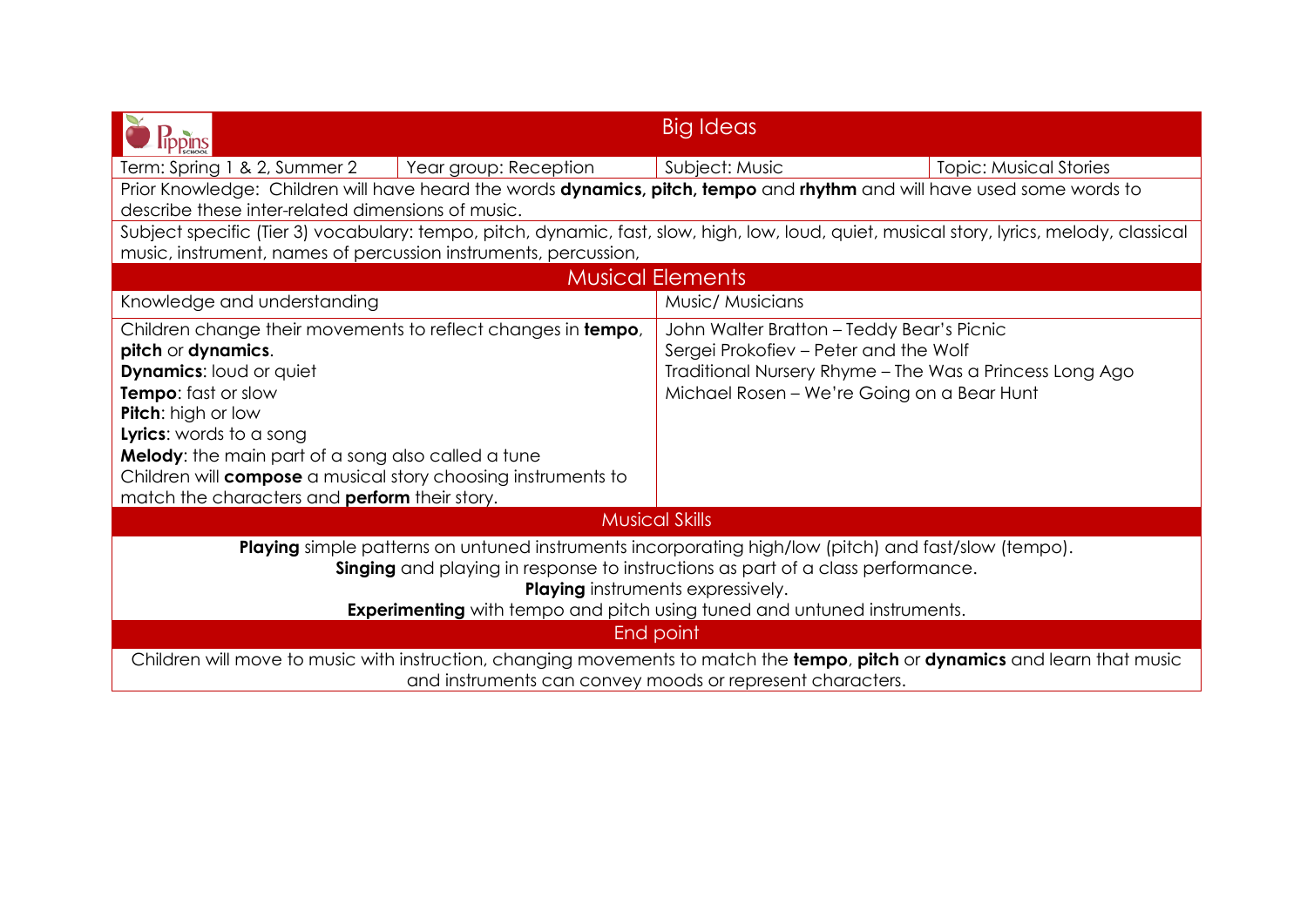## Big Ideas

| Term: Spring 1 & 2, Summer 2 | Year group: Reception | Subject: Music | Topic: Musical Stories |
|---|---|---|---|

Prior Knowledge: Children will have heard the words **dynamics, pitch, tempo** and **rhythm** and will have used some words to describe these inter-related dimensions of music.

Subject specific (Tier 3) vocabulary: tempo, pitch, dynamic, fast, slow, high, low, loud, quiet, musical story, lyrics, melody, classical music, instrument, names of percussion instruments, percussion,

## Musical Elements

| Knowledge and understanding | Music/ Musicians |
|---|---|
| Children change their movements to reflect changes in **tempo**, **pitch** or **dynamics**.<br>**Dynamics**: loud or quiet<br>**Tempo**: fast or slow<br>**Pitch**: high or low<br>**Lyrics**: words to a song<br>**Melody**: the main part of a song also called a tune<br>Children will **compose** a musical story choosing instruments to match the characters and **perform** their story. | John Walter Bratton – Teddy Bear's Picnic<br>Sergei Prokofiev – Peter and the Wolf<br>Traditional Nursery Rhyme – The Was a Princess Long Ago<br>Michael Rosen – We're Going on a Bear Hunt |

## Musical Skills

**Playing** simple patterns on untuned instruments incorporating high/low (pitch) and fast/slow (tempo).
**Singing** and playing in response to instructions as part of a class performance.
**Playing** instruments expressively.
**Experimenting** with tempo and pitch using tuned and untuned instruments.

## End point

Children will move to music with instruction, changing movements to match the **tempo**, **pitch** or **dynamics** and learn that music and instruments can convey moods or represent characters.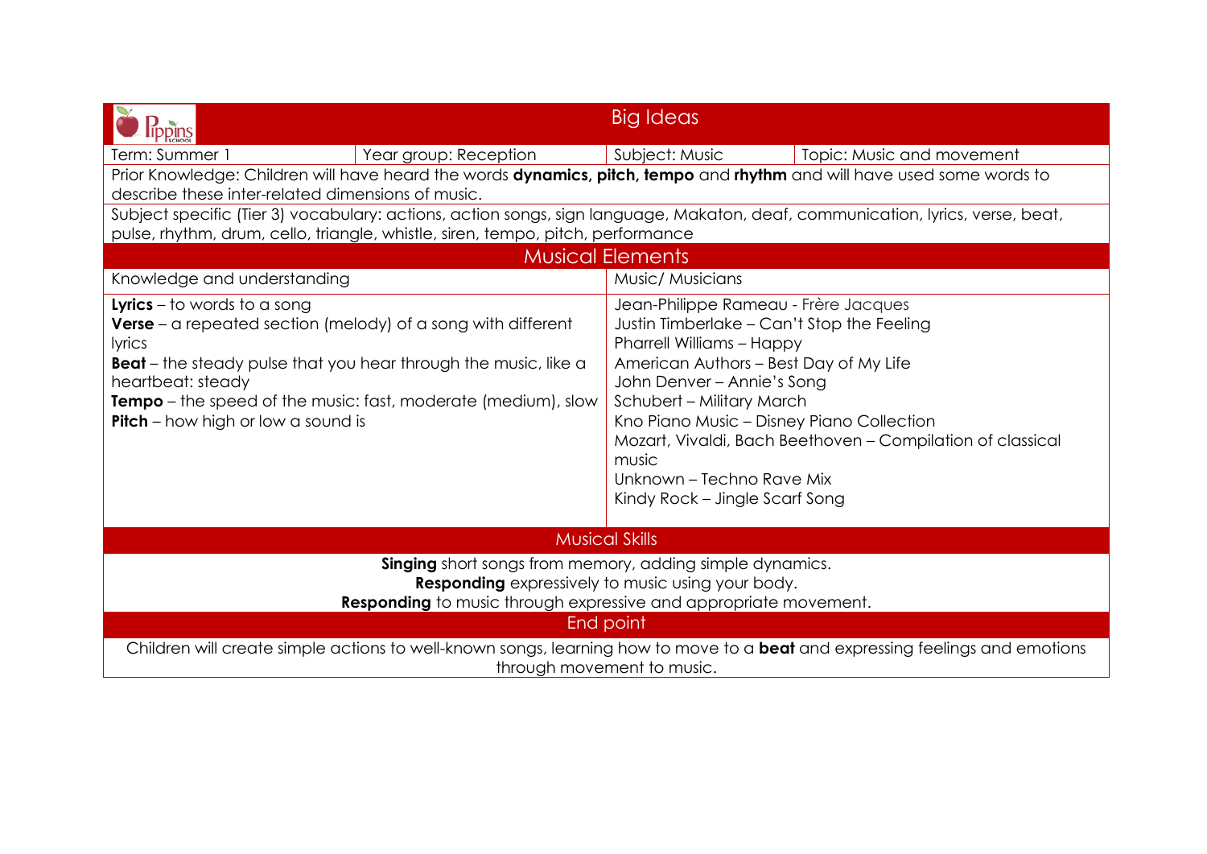| Pippins School | Big Ideas | | |
|---|---|---|---|
| Term: Summer 1 | Year group: Reception | Subject: Music | Topic: Music and movement |
| Prior Knowledge: Children will have heard the words **dynamics, pitch, tempo** and **rhythm** and will have used some words to describe these inter-related dimensions of music. | | | |
| Subject specific (Tier 3) vocabulary: actions, action songs, sign language, Makaton, deaf, communication, lyrics, verse, beat, pulse, rhythm, drum, cello, triangle, whistle, siren, tempo, pitch, performance | | | |
| Musical Elements | | | |
| Knowledge and understanding | | Music/ Musicians | |
| **Lyrics** – to words to a song<br>**Verse** – a repeated section (melody) of a song with different lyrics<br>**Beat** – the steady pulse that you hear through the music, like a heartbeat: steady<br>**Tempo** – the speed of the music: fast, moderate (medium), slow<br>**Pitch** – how high or low a sound is | | Jean-Philippe Rameau - Frère Jacques<br>Justin Timberlake – Can't Stop the Feeling<br>Pharrell Williams – Happy<br>American Authors – Best Day of My Life<br>John Denver – Annie's Song<br>Schubert – Military March<br>Kno Piano Music – Disney Piano Collection<br>Mozart, Vivaldi, Bach Beethoven – Compilation of classical music<br>Unknown – Techno Rave Mix<br>Kindy Rock – Jingle Scarf Song | |
| Musical Skills | | | |
| **Singing** short songs from memory, adding simple dynamics.<br>**Responding** expressively to music using your body.<br>**Responding** to music through expressive and appropriate movement. | | | |
| End point | | | |
| Children will create simple actions to well-known songs, learning how to move to a **beat** and expressing feelings and emotions through movement to music. | | | |